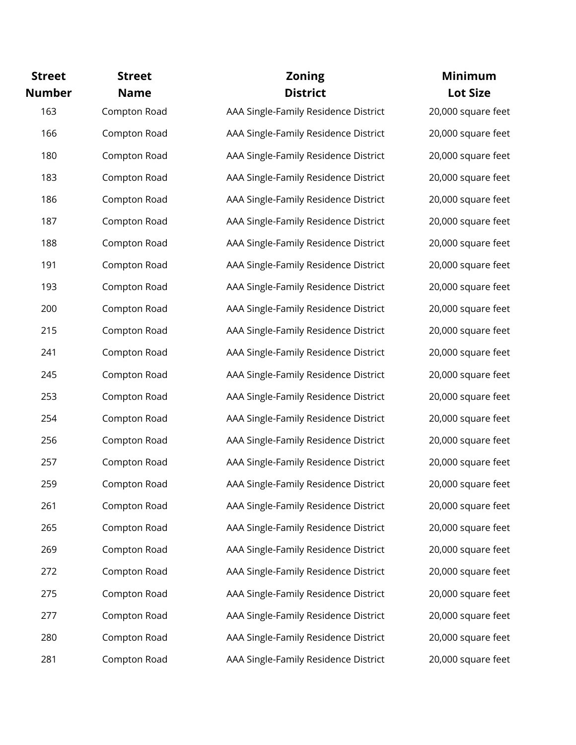| Street Number | Street Name | Zoning District | Minimum Lot Size |
|---|---|---|---|
| 163 | Compton Road | AAA Single-Family Residence District | 20,000 square feet |
| 166 | Compton Road | AAA Single-Family Residence District | 20,000 square feet |
| 180 | Compton Road | AAA Single-Family Residence District | 20,000 square feet |
| 183 | Compton Road | AAA Single-Family Residence District | 20,000 square feet |
| 186 | Compton Road | AAA Single-Family Residence District | 20,000 square feet |
| 187 | Compton Road | AAA Single-Family Residence District | 20,000 square feet |
| 188 | Compton Road | AAA Single-Family Residence District | 20,000 square feet |
| 191 | Compton Road | AAA Single-Family Residence District | 20,000 square feet |
| 193 | Compton Road | AAA Single-Family Residence District | 20,000 square feet |
| 200 | Compton Road | AAA Single-Family Residence District | 20,000 square feet |
| 215 | Compton Road | AAA Single-Family Residence District | 20,000 square feet |
| 241 | Compton Road | AAA Single-Family Residence District | 20,000 square feet |
| 245 | Compton Road | AAA Single-Family Residence District | 20,000 square feet |
| 253 | Compton Road | AAA Single-Family Residence District | 20,000 square feet |
| 254 | Compton Road | AAA Single-Family Residence District | 20,000 square feet |
| 256 | Compton Road | AAA Single-Family Residence District | 20,000 square feet |
| 257 | Compton Road | AAA Single-Family Residence District | 20,000 square feet |
| 259 | Compton Road | AAA Single-Family Residence District | 20,000 square feet |
| 261 | Compton Road | AAA Single-Family Residence District | 20,000 square feet |
| 265 | Compton Road | AAA Single-Family Residence District | 20,000 square feet |
| 269 | Compton Road | AAA Single-Family Residence District | 20,000 square feet |
| 272 | Compton Road | AAA Single-Family Residence District | 20,000 square feet |
| 275 | Compton Road | AAA Single-Family Residence District | 20,000 square feet |
| 277 | Compton Road | AAA Single-Family Residence District | 20,000 square feet |
| 280 | Compton Road | AAA Single-Family Residence District | 20,000 square feet |
| 281 | Compton Road | AAA Single-Family Residence District | 20,000 square feet |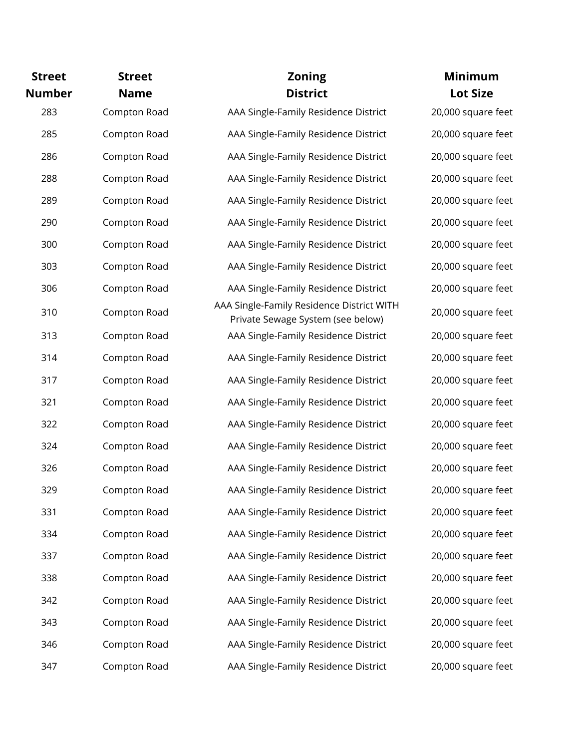| Street Number | Street Name | Zoning District | Minimum Lot Size |
|---|---|---|---|
| 283 | Compton Road | AAA Single-Family Residence District | 20,000 square feet |
| 285 | Compton Road | AAA Single-Family Residence District | 20,000 square feet |
| 286 | Compton Road | AAA Single-Family Residence District | 20,000 square feet |
| 288 | Compton Road | AAA Single-Family Residence District | 20,000 square feet |
| 289 | Compton Road | AAA Single-Family Residence District | 20,000 square feet |
| 290 | Compton Road | AAA Single-Family Residence District | 20,000 square feet |
| 300 | Compton Road | AAA Single-Family Residence District | 20,000 square feet |
| 303 | Compton Road | AAA Single-Family Residence District | 20,000 square feet |
| 306 | Compton Road | AAA Single-Family Residence District | 20,000 square feet |
| 310 | Compton Road | AAA Single-Family Residence District WITH Private Sewage System (see below) | 20,000 square feet |
| 313 | Compton Road | AAA Single-Family Residence District | 20,000 square feet |
| 314 | Compton Road | AAA Single-Family Residence District | 20,000 square feet |
| 317 | Compton Road | AAA Single-Family Residence District | 20,000 square feet |
| 321 | Compton Road | AAA Single-Family Residence District | 20,000 square feet |
| 322 | Compton Road | AAA Single-Family Residence District | 20,000 square feet |
| 324 | Compton Road | AAA Single-Family Residence District | 20,000 square feet |
| 326 | Compton Road | AAA Single-Family Residence District | 20,000 square feet |
| 329 | Compton Road | AAA Single-Family Residence District | 20,000 square feet |
| 331 | Compton Road | AAA Single-Family Residence District | 20,000 square feet |
| 334 | Compton Road | AAA Single-Family Residence District | 20,000 square feet |
| 337 | Compton Road | AAA Single-Family Residence District | 20,000 square feet |
| 338 | Compton Road | AAA Single-Family Residence District | 20,000 square feet |
| 342 | Compton Road | AAA Single-Family Residence District | 20,000 square feet |
| 343 | Compton Road | AAA Single-Family Residence District | 20,000 square feet |
| 346 | Compton Road | AAA Single-Family Residence District | 20,000 square feet |
| 347 | Compton Road | AAA Single-Family Residence District | 20,000 square feet |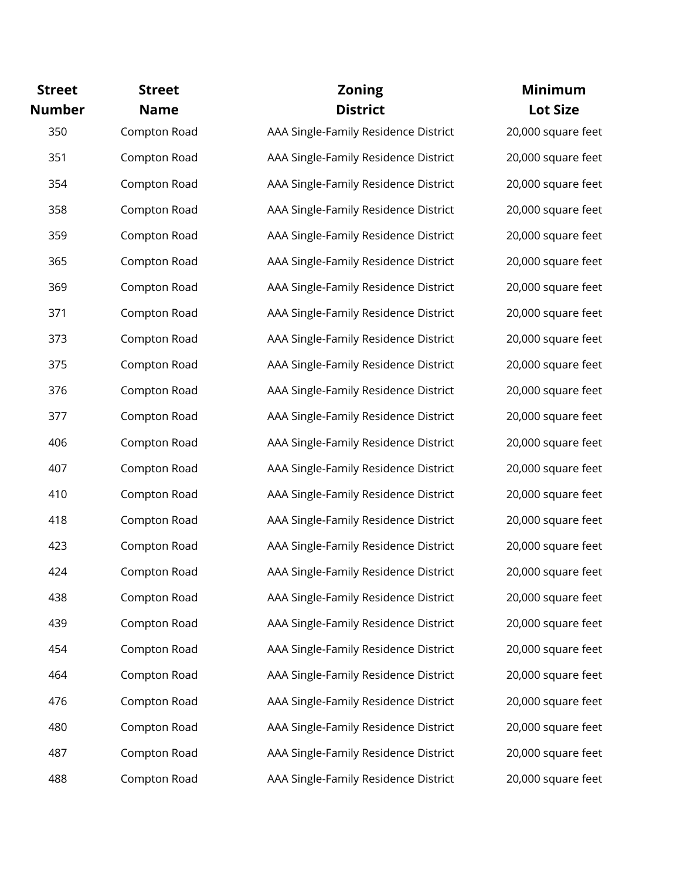| Street Number | Street Name | Zoning District | Minimum Lot Size |
|---|---|---|---|
| 350 | Compton Road | AAA Single-Family Residence District | 20,000 square feet |
| 351 | Compton Road | AAA Single-Family Residence District | 20,000 square feet |
| 354 | Compton Road | AAA Single-Family Residence District | 20,000 square feet |
| 358 | Compton Road | AAA Single-Family Residence District | 20,000 square feet |
| 359 | Compton Road | AAA Single-Family Residence District | 20,000 square feet |
| 365 | Compton Road | AAA Single-Family Residence District | 20,000 square feet |
| 369 | Compton Road | AAA Single-Family Residence District | 20,000 square feet |
| 371 | Compton Road | AAA Single-Family Residence District | 20,000 square feet |
| 373 | Compton Road | AAA Single-Family Residence District | 20,000 square feet |
| 375 | Compton Road | AAA Single-Family Residence District | 20,000 square feet |
| 376 | Compton Road | AAA Single-Family Residence District | 20,000 square feet |
| 377 | Compton Road | AAA Single-Family Residence District | 20,000 square feet |
| 406 | Compton Road | AAA Single-Family Residence District | 20,000 square feet |
| 407 | Compton Road | AAA Single-Family Residence District | 20,000 square feet |
| 410 | Compton Road | AAA Single-Family Residence District | 20,000 square feet |
| 418 | Compton Road | AAA Single-Family Residence District | 20,000 square feet |
| 423 | Compton Road | AAA Single-Family Residence District | 20,000 square feet |
| 424 | Compton Road | AAA Single-Family Residence District | 20,000 square feet |
| 438 | Compton Road | AAA Single-Family Residence District | 20,000 square feet |
| 439 | Compton Road | AAA Single-Family Residence District | 20,000 square feet |
| 454 | Compton Road | AAA Single-Family Residence District | 20,000 square feet |
| 464 | Compton Road | AAA Single-Family Residence District | 20,000 square feet |
| 476 | Compton Road | AAA Single-Family Residence District | 20,000 square feet |
| 480 | Compton Road | AAA Single-Family Residence District | 20,000 square feet |
| 487 | Compton Road | AAA Single-Family Residence District | 20,000 square feet |
| 488 | Compton Road | AAA Single-Family Residence District | 20,000 square feet |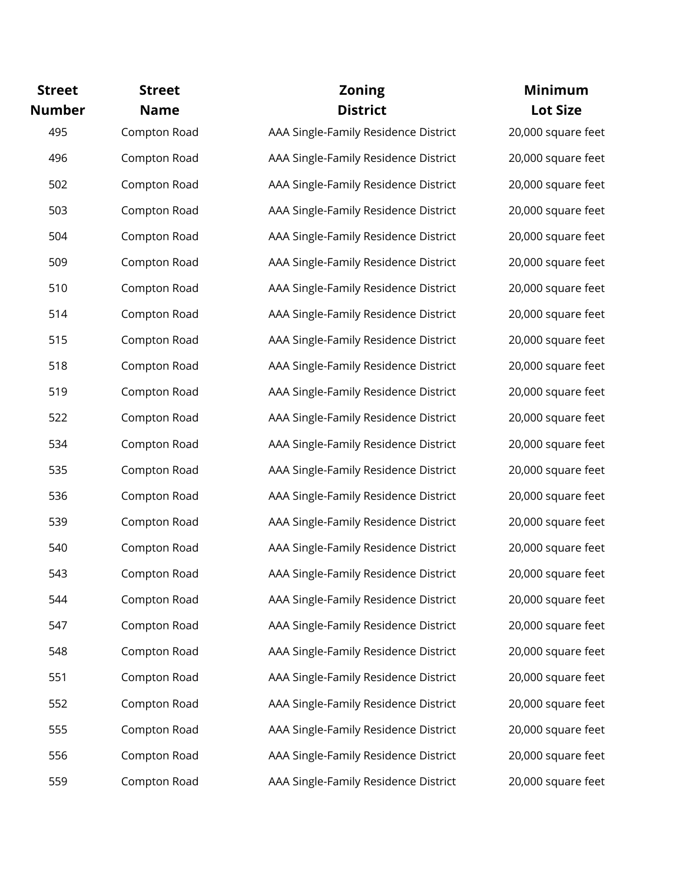| Street Number | Street Name | Zoning District | Minimum Lot Size |
|---|---|---|---|
| 495 | Compton Road | AAA Single-Family Residence District | 20,000 square feet |
| 496 | Compton Road | AAA Single-Family Residence District | 20,000 square feet |
| 502 | Compton Road | AAA Single-Family Residence District | 20,000 square feet |
| 503 | Compton Road | AAA Single-Family Residence District | 20,000 square feet |
| 504 | Compton Road | AAA Single-Family Residence District | 20,000 square feet |
| 509 | Compton Road | AAA Single-Family Residence District | 20,000 square feet |
| 510 | Compton Road | AAA Single-Family Residence District | 20,000 square feet |
| 514 | Compton Road | AAA Single-Family Residence District | 20,000 square feet |
| 515 | Compton Road | AAA Single-Family Residence District | 20,000 square feet |
| 518 | Compton Road | AAA Single-Family Residence District | 20,000 square feet |
| 519 | Compton Road | AAA Single-Family Residence District | 20,000 square feet |
| 522 | Compton Road | AAA Single-Family Residence District | 20,000 square feet |
| 534 | Compton Road | AAA Single-Family Residence District | 20,000 square feet |
| 535 | Compton Road | AAA Single-Family Residence District | 20,000 square feet |
| 536 | Compton Road | AAA Single-Family Residence District | 20,000 square feet |
| 539 | Compton Road | AAA Single-Family Residence District | 20,000 square feet |
| 540 | Compton Road | AAA Single-Family Residence District | 20,000 square feet |
| 543 | Compton Road | AAA Single-Family Residence District | 20,000 square feet |
| 544 | Compton Road | AAA Single-Family Residence District | 20,000 square feet |
| 547 | Compton Road | AAA Single-Family Residence District | 20,000 square feet |
| 548 | Compton Road | AAA Single-Family Residence District | 20,000 square feet |
| 551 | Compton Road | AAA Single-Family Residence District | 20,000 square feet |
| 552 | Compton Road | AAA Single-Family Residence District | 20,000 square feet |
| 555 | Compton Road | AAA Single-Family Residence District | 20,000 square feet |
| 556 | Compton Road | AAA Single-Family Residence District | 20,000 square feet |
| 559 | Compton Road | AAA Single-Family Residence District | 20,000 square feet |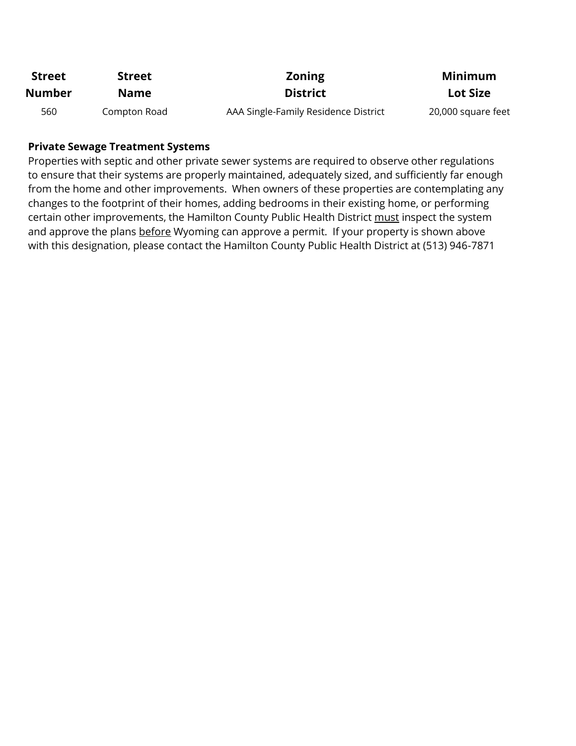| Street Number | Street Name | Zoning District | Minimum Lot Size |
|---|---|---|---|
| 560 | Compton Road | AAA Single-Family Residence District | 20,000 square feet |

**Private Sewage Treatment Systems**

Properties with septic and other private sewer systems are required to observe other regulations to ensure that their systems are properly maintained, adequately sized, and sufficiently far enough from the home and other improvements. When owners of these properties are contemplating any changes to the footprint of their homes, adding bedrooms in their existing home, or performing certain other improvements, the Hamilton County Public Health District must inspect the system and approve the plans before Wyoming can approve a permit. If your property is shown above with this designation, please contact the Hamilton County Public Health District at (513) 946-7871